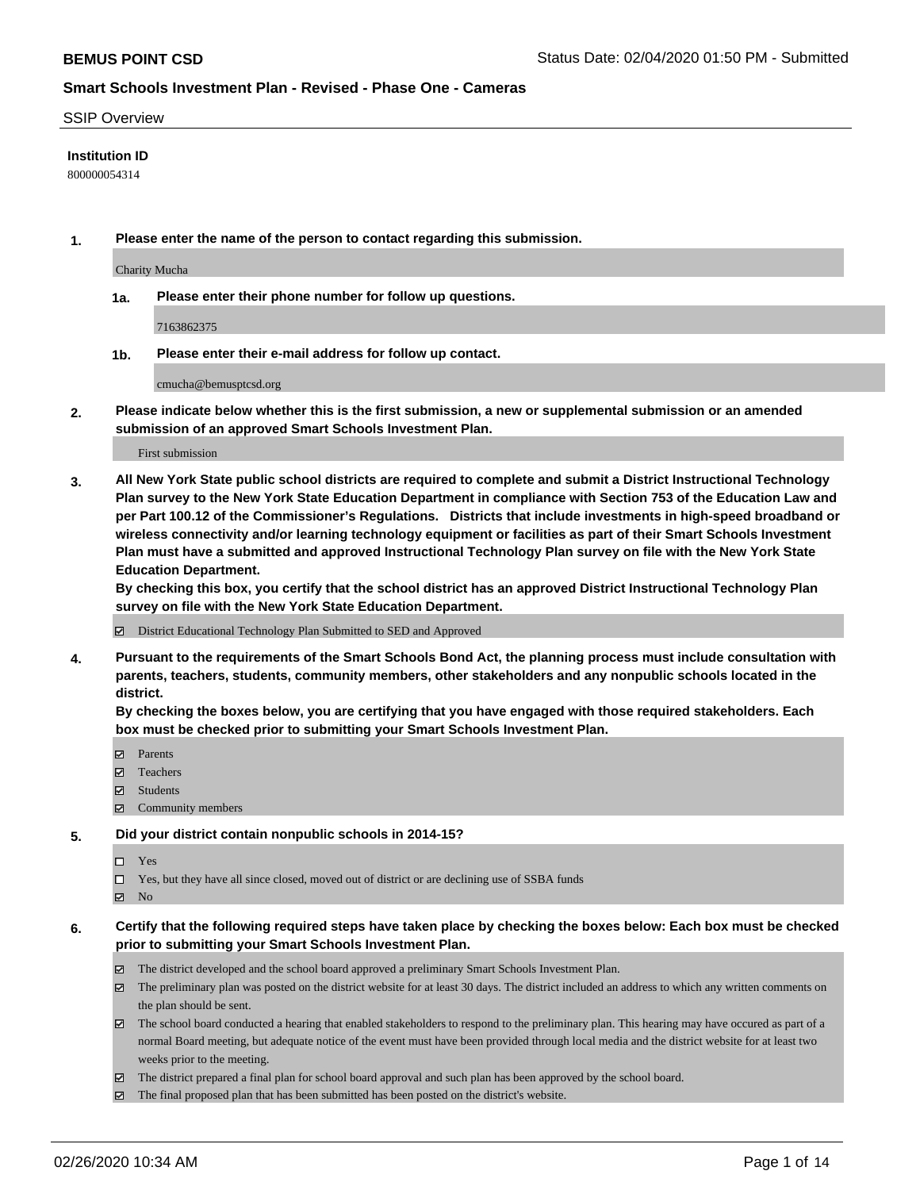**BEMUS POINT CSD**

Status Date: 02/04/2020 01:50 PM - Submitted

**Smart Schools Investment Plan - Revised - Phase One - Cameras**

SSIP Overview

**Institution ID**

800000054314

**1. Please enter the name of the person to contact regarding this submission.**

Charity Mucha

**1a. Please enter their phone number for follow up questions.**

7163862375

**1b. Please enter their e-mail address for follow up contact.**

cmucha@bemusptcsd.org

**2. Please indicate below whether this is the first submission, a new or supplemental submission or an amended submission of an approved Smart Schools Investment Plan.**

First submission

**3. All New York State public school districts are required to complete and submit a District Instructional Technology Plan survey to the New York State Education Department in compliance with Section 753 of the Education Law and per Part 100.12 of the Commissioner's Regulations. Districts that include investments in high-speed broadband or wireless connectivity and/or learning technology equipment or facilities as part of their Smart Schools Investment Plan must have a submitted and approved Instructional Technology Plan survey on file with the New York State Education Department.**
**By checking this box, you certify that the school district has an approved District Instructional Technology Plan survey on file with the New York State Education Department.**

- ☑ District Educational Technology Plan Submitted to SED and Approved

**4. Pursuant to the requirements of the Smart Schools Bond Act, the planning process must include consultation with parents, teachers, students, community members, other stakeholders and any nonpublic schools located in the district.**
**By checking the boxes below, you are certifying that you have engaged with those required stakeholders. Each box must be checked prior to submitting your Smart Schools Investment Plan.**

- ☑ Parents
- ☑ Teachers
- ☑ Students
- ☑ Community members

**5. Did your district contain nonpublic schools in 2014-15?**

- ☐ Yes
- ☐ Yes, but they have all since closed, moved out of district or are declining use of SSBA funds
- ☑ No

**6. Certify that the following required steps have taken place by checking the boxes below: Each box must be checked prior to submitting your Smart Schools Investment Plan.**

- ☑ The district developed and the school board approved a preliminary Smart Schools Investment Plan.
- ☑ The preliminary plan was posted on the district website for at least 30 days. The district included an address to which any written comments on the plan should be sent.
- ☑ The school board conducted a hearing that enabled stakeholders to respond to the preliminary plan. This hearing may have occured as part of a normal Board meeting, but adequate notice of the event must have been provided through local media and the district website for at least two weeks prior to the meeting.
- ☑ The district prepared a final plan for school board approval and such plan has been approved by the school board.
- ☑ The final proposed plan that has been submitted has been posted on the district's website.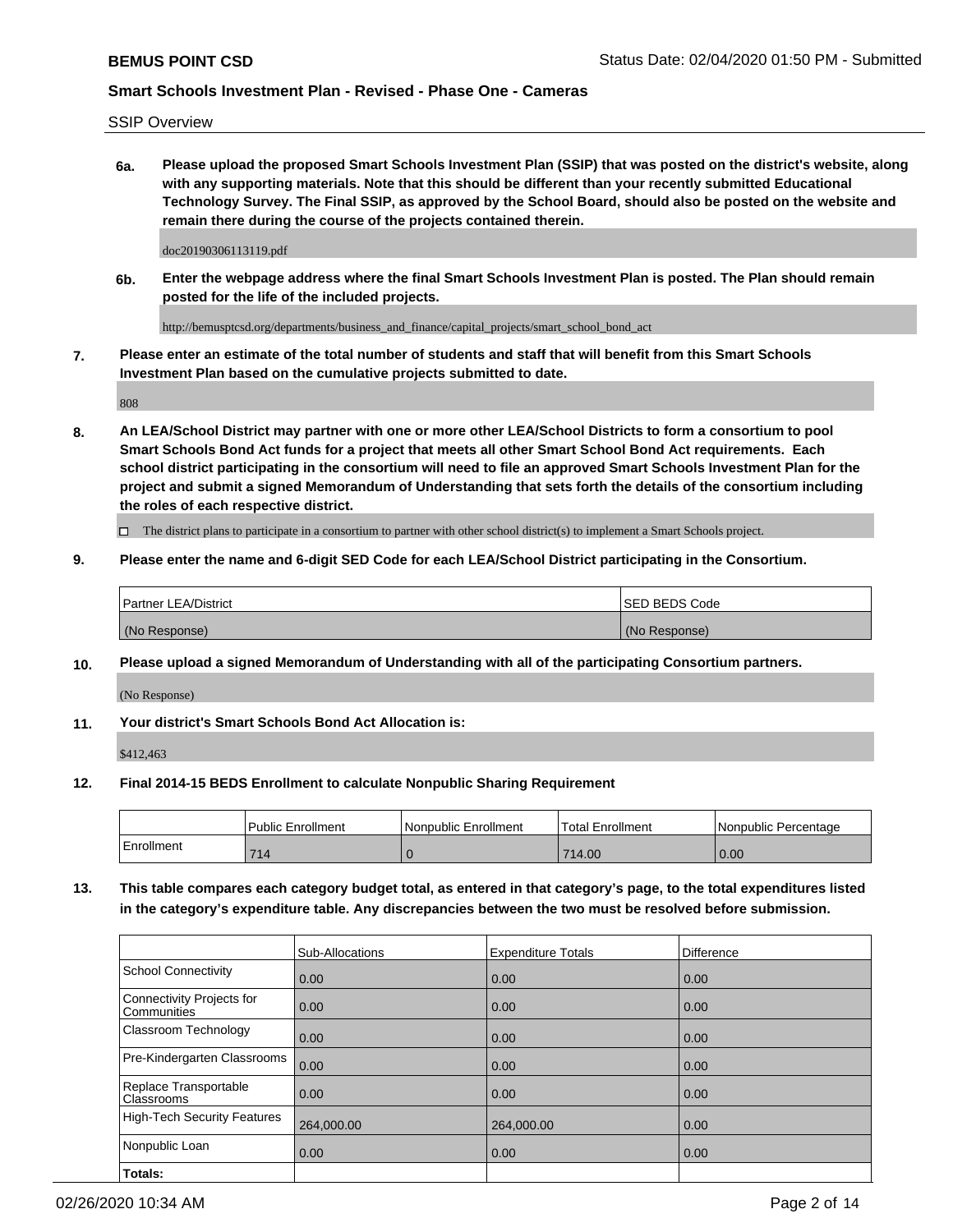SSIP Overview

**6a. Please upload the proposed Smart Schools Investment Plan (SSIP) that was posted on the district's website, along with any supporting materials. Note that this should be different than your recently submitted Educational Technology Survey. The Final SSIP, as approved by the School Board, should also be posted on the website and remain there during the course of the projects contained therein.**

doc20190306113119.pdf

**6b. Enter the webpage address where the final Smart Schools Investment Plan is posted. The Plan should remain posted for the life of the included projects.**

http://bemusptcsd.org/departments/business_and_finance/capital_projects/smart_school_bond_act

**7. Please enter an estimate of the total number of students and staff that will benefit from this Smart Schools Investment Plan based on the cumulative projects submitted to date.**

808

**8. An LEA/School District may partner with one or more other LEA/School Districts to form a consortium to pool Smart Schools Bond Act funds for a project that meets all other Smart School Bond Act requirements. Each school district participating in the consortium will need to file an approved Smart Schools Investment Plan for the project and submit a signed Memorandum of Understanding that sets forth the details of the consortium including the roles of each respective district.**

☐ The district plans to participate in a consortium to partner with other school district(s) to implement a Smart Schools project.

**9. Please enter the name and 6-digit SED Code for each LEA/School District participating in the Consortium.**

| Partner LEA/District | SED BEDS Code |
|---|---|
| (No Response) | (No Response) |

**10. Please upload a signed Memorandum of Understanding with all of the participating Consortium partners.**

(No Response)

**11. Your district's Smart Schools Bond Act Allocation is:**

$412,463

**12. Final 2014-15 BEDS Enrollment to calculate Nonpublic Sharing Requirement**

| | Public Enrollment | Nonpublic Enrollment | Total Enrollment | Nonpublic Percentage |
|---|---|---|---|---|
| Enrollment | 714 | 0 | 714.00 | 0.00 |

**13. This table compares each category budget total, as entered in that category's page, to the total expenditures listed in the category's expenditure table. Any discrepancies between the two must be resolved before submission.**

| | Sub-Allocations | Expenditure Totals | Difference |
|---|---|---|---|
| School Connectivity | 0.00 | 0.00 | 0.00 |
| Connectivity Projects for Communities | 0.00 | 0.00 | 0.00 |
| Classroom Technology | 0.00 | 0.00 | 0.00 |
| Pre-Kindergarten Classrooms | 0.00 | 0.00 | 0.00 |
| Replace Transportable Classrooms | 0.00 | 0.00 | 0.00 |
| High-Tech Security Features | 264,000.00 | 264,000.00 | 0.00 |
| Nonpublic Loan | 0.00 | 0.00 | 0.00 |
| **Totals:** | | | |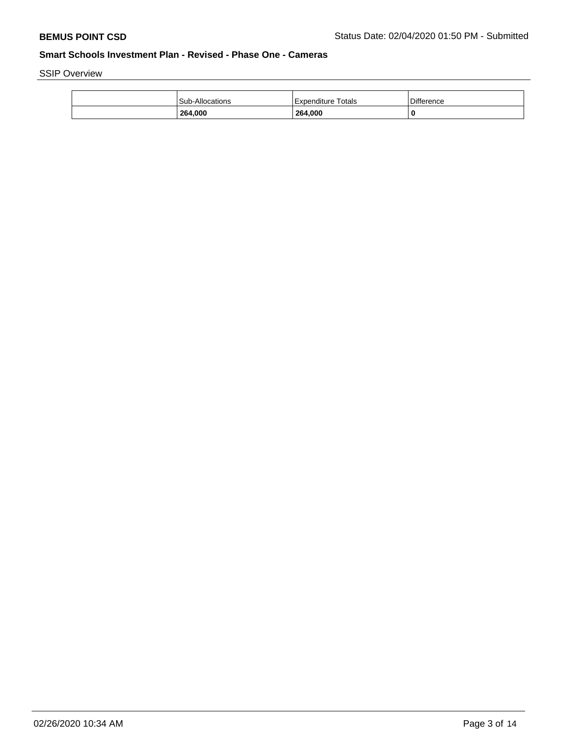**BEMUS POINT CSD**

**Smart Schools Investment Plan - Revised - Phase One - Cameras**

SSIP Overview

| | Sub-Allocations | Expenditure Totals | Difference |
|---|---|---|---|
| | **264,000** | **264,000** | **0** |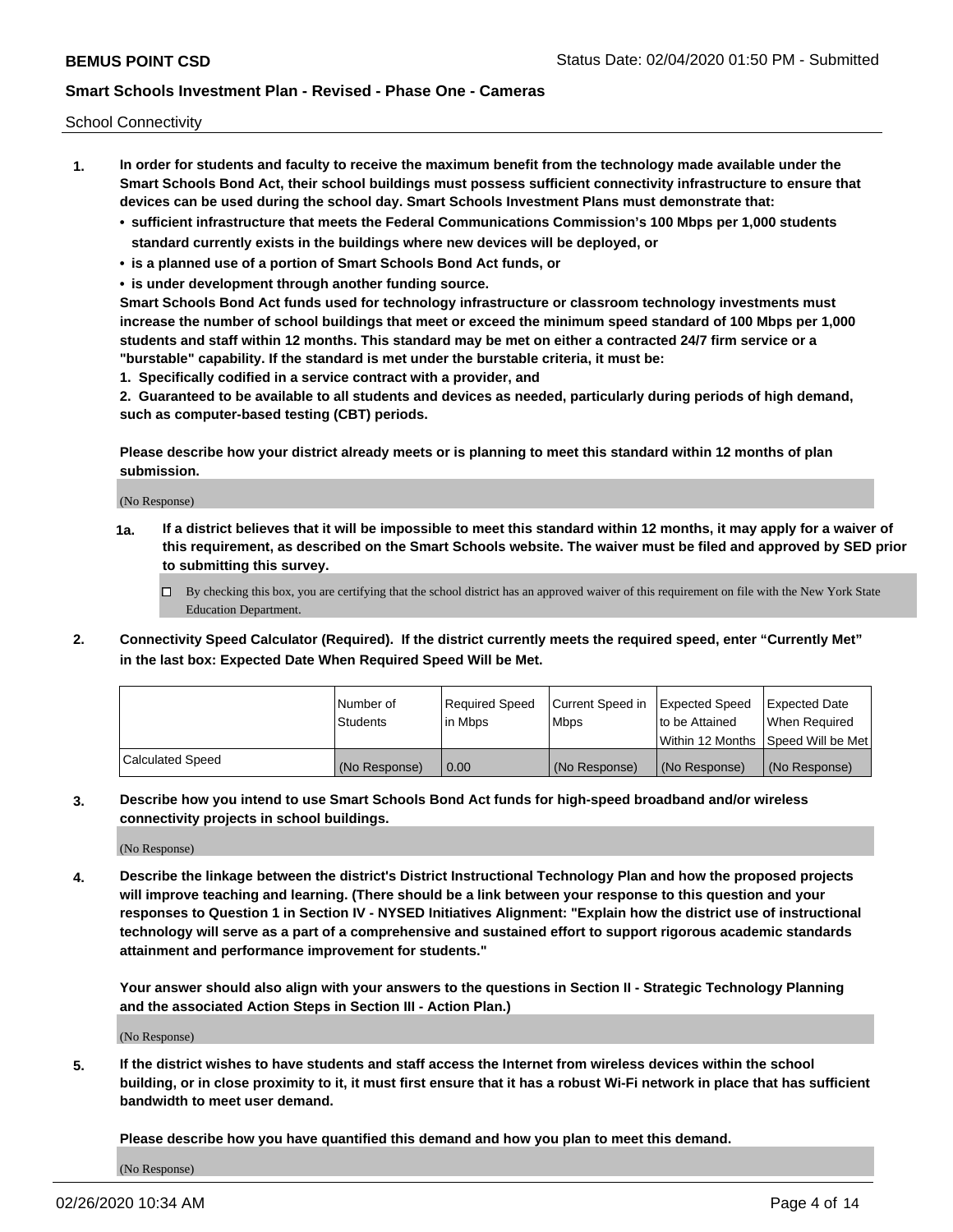School Connectivity

1. **In order for students and faculty to receive the maximum benefit from the technology made available under the Smart Schools Bond Act, their school buildings must possess sufficient connectivity infrastructure to ensure that devices can be used during the school day. Smart Schools Investment Plans must demonstrate that:**
   - **sufficient infrastructure that meets the Federal Communications Commission's 100 Mbps per 1,000 students standard currently exists in the buildings where new devices will be deployed, or**
   - **is a planned use of a portion of Smart Schools Bond Act funds, or**
   - **is under development through another funding source.**

   **Smart Schools Bond Act funds used for technology infrastructure or classroom technology investments must increase the number of school buildings that meet or exceed the minimum speed standard of 100 Mbps per 1,000 students and staff within 12 months. This standard may be met on either a contracted 24/7 firm service or a "burstable" capability. If the standard is met under the burstable criteria, it must be:**

   **1. Specifically codified in a service contract with a provider, and**

   **2. Guaranteed to be available to all students and devices as needed, particularly during periods of high demand, such as computer-based testing (CBT) periods.**

   **Please describe how your district already meets or is planning to meet this standard within 12 months of plan submission.**

   (No Response)

   **1a. If a district believes that it will be impossible to meet this standard within 12 months, it may apply for a waiver of this requirement, as described on the Smart Schools website. The waiver must be filed and approved by SED prior to submitting this survey.**

   ☐ By checking this box, you are certifying that the school district has an approved waiver of this requirement on file with the New York State Education Department.

2. **Connectivity Speed Calculator (Required). If the district currently meets the required speed, enter "Currently Met" in the last box: Expected Date When Required Speed Will be Met.**

| | Number of Students | Required Speed in Mbps | Current Speed in Mbps | Expected Speed to be Attained Within 12 Months | Expected Date When Required Speed Will be Met |
|---|---|---|---|---|---|
| Calculated Speed | (No Response) | 0.00 | (No Response) | (No Response) | (No Response) |

3. **Describe how you intend to use Smart Schools Bond Act funds for high-speed broadband and/or wireless connectivity projects in school buildings.**

   (No Response)

4. **Describe the linkage between the district's District Instructional Technology Plan and how the proposed projects will improve teaching and learning. (There should be a link between your response to this question and your responses to Question 1 in Section IV - NYSED Initiatives Alignment: "Explain how the district use of instructional technology will serve as a part of a comprehensive and sustained effort to support rigorous academic standards attainment and performance improvement for students."**

   **Your answer should also align with your answers to the questions in Section II - Strategic Technology Planning and the associated Action Steps in Section III - Action Plan.)**

   (No Response)

5. **If the district wishes to have students and staff access the Internet from wireless devices within the school building, or in close proximity to it, it must first ensure that it has a robust Wi-Fi network in place that has sufficient bandwidth to meet user demand.**

   **Please describe how you have quantified this demand and how you plan to meet this demand.**

   (No Response)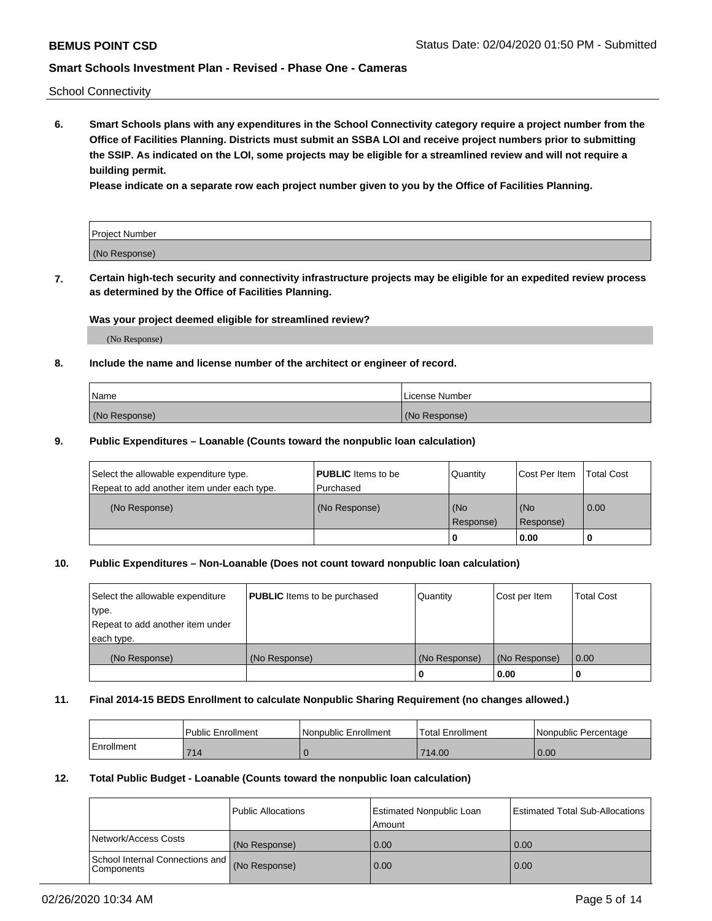School Connectivity

**6. Smart Schools plans with any expenditures in the School Connectivity category require a project number from the Office of Facilities Planning. Districts must submit an SSBA LOI and receive project numbers prior to submitting the SSIP. As indicated on the LOI, some projects may be eligible for a streamlined review and will not require a building permit.**

**Please indicate on a separate row each project number given to you by the Office of Facilities Planning.**

| Project Number |
| --- |
| (No Response) |

**7. Certain high-tech security and connectivity infrastructure projects may be eligible for an expedited review process as determined by the Office of Facilities Planning.**

**Was your project deemed eligible for streamlined review?**

(No Response)

**8. Include the name and license number of the architect or engineer of record.**

| Name | License Number |
| --- | --- |
| (No Response) | (No Response) |

**9. Public Expenditures – Loanable (Counts toward the nonpublic loan calculation)**

| Select the allowable expenditure type. Repeat to add another item under each type. | **PUBLIC** Items to be Purchased | Quantity | Cost Per Item | Total Cost |
| --- | --- | --- | --- | --- |
| (No Response) | (No Response) | (No Response) | (No Response) | 0.00 |
| | | 0 | 0.00 | 0 |

**10. Public Expenditures – Non-Loanable (Does not count toward nonpublic loan calculation)**

| Select the allowable expenditure type. Repeat to add another item under each type. | **PUBLIC** Items to be purchased | Quantity | Cost per Item | Total Cost |
| --- | --- | --- | --- | --- |
| (No Response) | (No Response) | (No Response) | (No Response) | 0.00 |
| | | 0 | 0.00 | 0 |

**11. Final 2014-15 BEDS Enrollment to calculate Nonpublic Sharing Requirement (no changes allowed.)**

| | Public Enrollment | Nonpublic Enrollment | Total Enrollment | Nonpublic Percentage |
| --- | --- | --- | --- | --- |
| Enrollment | 714 | 0 | 714.00 | 0.00 |

**12. Total Public Budget - Loanable (Counts toward the nonpublic loan calculation)**

| | Public Allocations | Estimated Nonpublic Loan Amount | Estimated Total Sub-Allocations |
| --- | --- | --- | --- |
| Network/Access Costs | (No Response) | 0.00 | 0.00 |
| School Internal Connections and Components | (No Response) | 0.00 | 0.00 |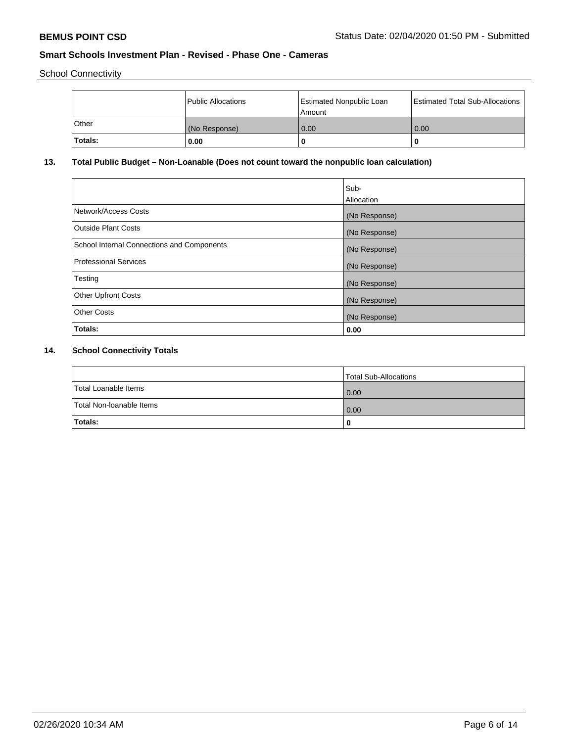School Connectivity

| | Public Allocations | Estimated Nonpublic Loan Amount | Estimated Total Sub-Allocations |
|---|---|---|---|
| Other | (No Response) | 0.00 | 0.00 |
| **Totals:** | **0.00** | **0** | **0** |

## 13. Total Public Budget – Non-Loanable (Does not count toward the nonpublic loan calculation)

| | Sub-Allocation |
|---|---|
| Network/Access Costs | (No Response) |
| Outside Plant Costs | (No Response) |
| School Internal Connections and Components | (No Response) |
| Professional Services | (No Response) |
| Testing | (No Response) |
| Other Upfront Costs | (No Response) |
| Other Costs | (No Response) |
| **Totals:** | **0.00** |

## 14. School Connectivity Totals

| | Total Sub-Allocations |
|---|---|
| Total Loanable Items | 0.00 |
| Total Non-loanable Items | 0.00 |
| **Totals:** | **0** |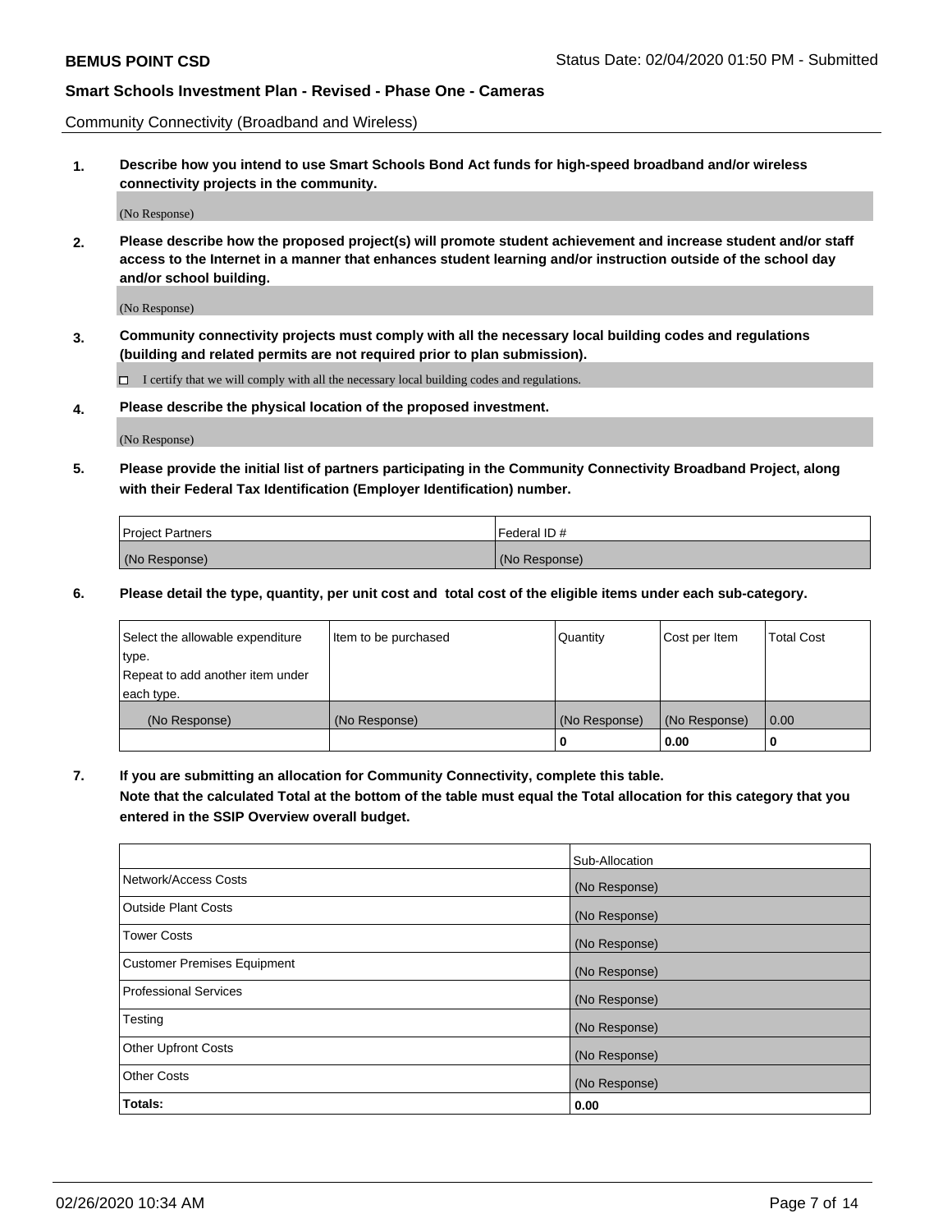**BEMUS POINT CSD**

**Smart Schools Investment Plan - Revised - Phase One - Cameras**

Community Connectivity (Broadband and Wireless)

**1. Describe how you intend to use Smart Schools Bond Act funds for high-speed broadband and/or wireless connectivity projects in the community.**

(No Response)

**2. Please describe how the proposed project(s) will promote student achievement and increase student and/or staff access to the Internet in a manner that enhances student learning and/or instruction outside of the school day and/or school building.**

(No Response)

**3. Community connectivity projects must comply with all the necessary local building codes and regulations (building and related permits are not required prior to plan submission).**

☐ I certify that we will comply with all the necessary local building codes and regulations.

**4. Please describe the physical location of the proposed investment.**

(No Response)

**5. Please provide the initial list of partners participating in the Community Connectivity Broadband Project, along with their Federal Tax Identification (Employer Identification) number.**

| Project Partners | Federal ID # |
|---|---|
| (No Response) | (No Response) |

**6. Please detail the type, quantity, per unit cost and total cost of the eligible items under each sub-category.**

| Select the allowable expenditure type. Repeat to add another item under each type. | Item to be purchased | Quantity | Cost per Item | Total Cost |
|---|---|---|---|---|
| (No Response) | (No Response) | (No Response) | (No Response) | 0.00 |
| | | **0** | **0.00** | **0** |

**7. If you are submitting an allocation for Community Connectivity, complete this table. Note that the calculated Total at the bottom of the table must equal the Total allocation for this category that you entered in the SSIP Overview overall budget.**

| | Sub-Allocation |
|---|---|
| Network/Access Costs | (No Response) |
| Outside Plant Costs | (No Response) |
| Tower Costs | (No Response) |
| Customer Premises Equipment | (No Response) |
| Professional Services | (No Response) |
| Testing | (No Response) |
| Other Upfront Costs | (No Response) |
| Other Costs | (No Response) |
| **Totals:** | **0.00** |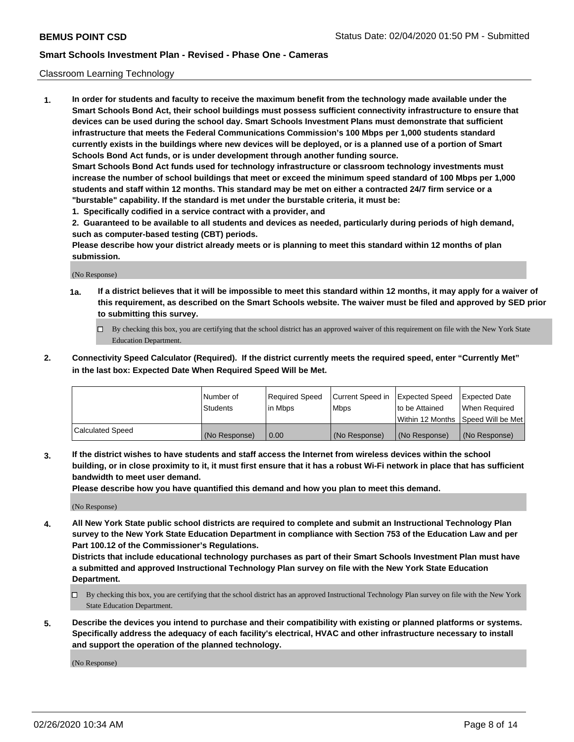Classroom Learning Technology

**1. In order for students and faculty to receive the maximum benefit from the technology made available under the Smart Schools Bond Act, their school buildings must possess sufficient connectivity infrastructure to ensure that devices can be used during the school day. Smart Schools Investment Plans must demonstrate that sufficient infrastructure that meets the Federal Communications Commission's 100 Mbps per 1,000 students standard currently exists in the buildings where new devices will be deployed, or is a planned use of a portion of Smart Schools Bond Act funds, or is under development through another funding source.**

**Smart Schools Bond Act funds used for technology infrastructure or classroom technology investments must increase the number of school buildings that meet or exceed the minimum speed standard of 100 Mbps per 1,000 students and staff within 12 months. This standard may be met on either a contracted 24/7 firm service or a "burstable" capability. If the standard is met under the burstable criteria, it must be:**

**1. Specifically codified in a service contract with a provider, and**

**2. Guaranteed to be available to all students and devices as needed, particularly during periods of high demand, such as computer-based testing (CBT) periods.**

**Please describe how your district already meets or is planning to meet this standard within 12 months of plan submission.**

(No Response)

**1a. If a district believes that it will be impossible to meet this standard within 12 months, it may apply for a waiver of this requirement, as described on the Smart Schools website. The waiver must be filed and approved by SED prior to submitting this survey.**

☐ By checking this box, you are certifying that the school district has an approved waiver of this requirement on file with the New York State Education Department.

**2. Connectivity Speed Calculator (Required). If the district currently meets the required speed, enter "Currently Met" in the last box: Expected Date When Required Speed Will be Met.**

| | Number of Students | Required Speed in Mbps | Current Speed in Mbps | Expected Speed to be Attained Within 12 Months | Expected Date When Required Speed Will be Met |
|---|---|---|---|---|---|
| Calculated Speed | (No Response) | 0.00 | (No Response) | (No Response) | (No Response) |

**3. If the district wishes to have students and staff access the Internet from wireless devices within the school building, or in close proximity to it, it must first ensure that it has a robust Wi-Fi network in place that has sufficient bandwidth to meet user demand.**

**Please describe how you have quantified this demand and how you plan to meet this demand.**

(No Response)

**4. All New York State public school districts are required to complete and submit an Instructional Technology Plan survey to the New York State Education Department in compliance with Section 753 of the Education Law and per Part 100.12 of the Commissioner's Regulations.**

**Districts that include educational technology purchases as part of their Smart Schools Investment Plan must have a submitted and approved Instructional Technology Plan survey on file with the New York State Education Department.**

☐ By checking this box, you are certifying that the school district has an approved Instructional Technology Plan survey on file with the New York State Education Department.

**5. Describe the devices you intend to purchase and their compatibility with existing or planned platforms or systems. Specifically address the adequacy of each facility's electrical, HVAC and other infrastructure necessary to install and support the operation of the planned technology.**

(No Response)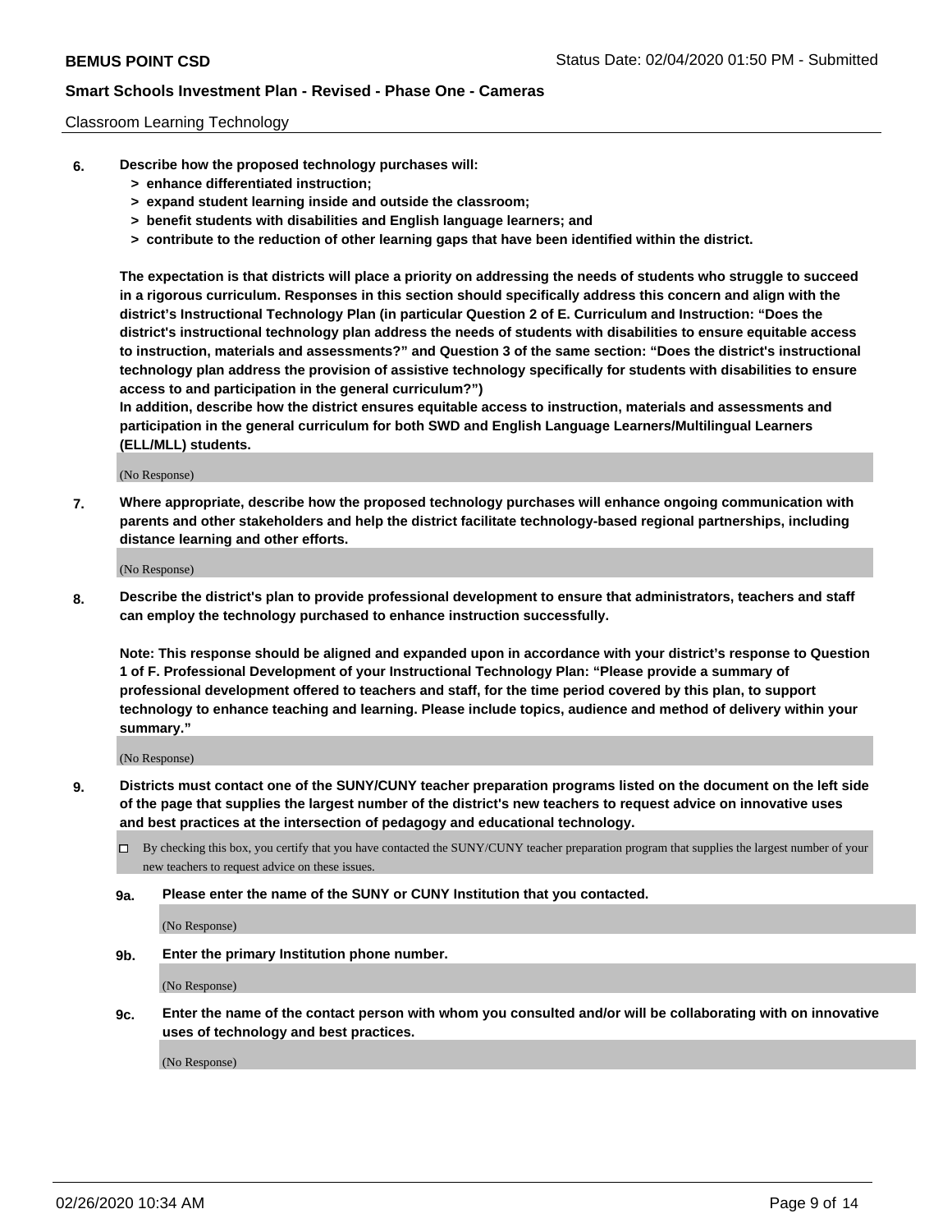Classroom Learning Technology

**6. Describe how the proposed technology purchases will:**
- **> enhance differentiated instruction;**
- **> expand student learning inside and outside the classroom;**
- **> benefit students with disabilities and English language learners; and**
- **> contribute to the reduction of other learning gaps that have been identified within the district.**

**The expectation is that districts will place a priority on addressing the needs of students who struggle to succeed in a rigorous curriculum. Responses in this section should specifically address this concern and align with the district's Instructional Technology Plan (in particular Question 2 of E. Curriculum and Instruction: "Does the district's instructional technology plan address the needs of students with disabilities to ensure equitable access to instruction, materials and assessments?" and Question 3 of the same section: "Does the district's instructional technology plan address the provision of assistive technology specifically for students with disabilities to ensure access to and participation in the general curriculum?")**

**In addition, describe how the district ensures equitable access to instruction, materials and assessments and participation in the general curriculum for both SWD and English Language Learners/Multilingual Learners (ELL/MLL) students.**

(No Response)

**7. Where appropriate, describe how the proposed technology purchases will enhance ongoing communication with parents and other stakeholders and help the district facilitate technology-based regional partnerships, including distance learning and other efforts.**

(No Response)

**8. Describe the district's plan to provide professional development to ensure that administrators, teachers and staff can employ the technology purchased to enhance instruction successfully.**

**Note: This response should be aligned and expanded upon in accordance with your district's response to Question 1 of F. Professional Development of your Instructional Technology Plan: "Please provide a summary of professional development offered to teachers and staff, for the time period covered by this plan, to support technology to enhance teaching and learning. Please include topics, audience and method of delivery within your summary."**

(No Response)

**9. Districts must contact one of the SUNY/CUNY teacher preparation programs listed on the document on the left side of the page that supplies the largest number of the district's new teachers to request advice on innovative uses and best practices at the intersection of pedagogy and educational technology.**

☐ By checking this box, you certify that you have contacted the SUNY/CUNY teacher preparation program that supplies the largest number of your new teachers to request advice on these issues.

**9a. Please enter the name of the SUNY or CUNY Institution that you contacted.**

(No Response)

**9b. Enter the primary Institution phone number.**

(No Response)

**9c. Enter the name of the contact person with whom you consulted and/or will be collaborating with on innovative uses of technology and best practices.**

(No Response)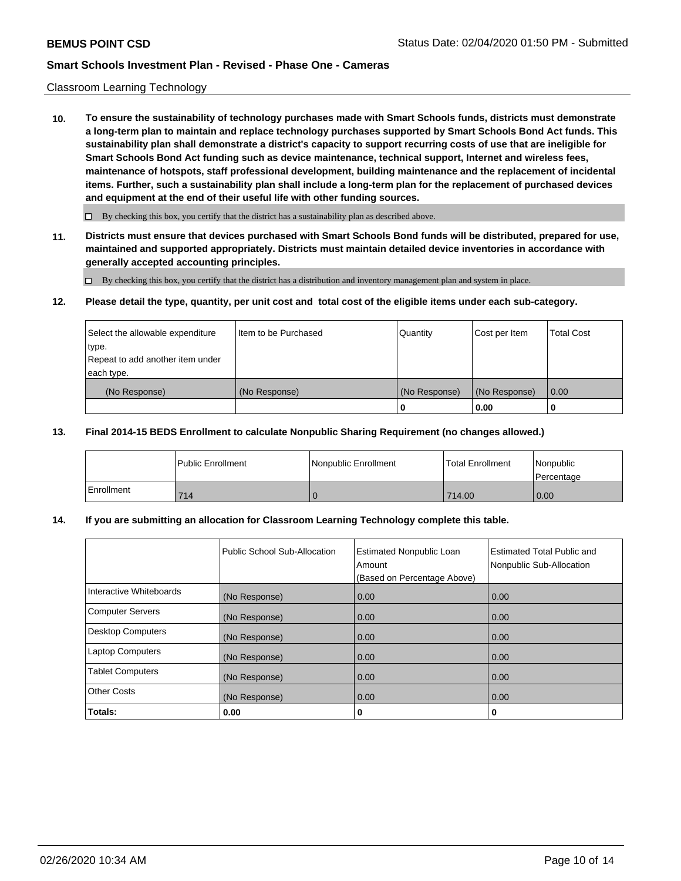Classroom Learning Technology

**10. To ensure the sustainability of technology purchases made with Smart Schools funds, districts must demonstrate a long-term plan to maintain and replace technology purchases supported by Smart Schools Bond Act funds. This sustainability plan shall demonstrate a district's capacity to support recurring costs of use that are ineligible for Smart Schools Bond Act funding such as device maintenance, technical support, Internet and wireless fees, maintenance of hotspots, staff professional development, building maintenance and the replacement of incidental items. Further, such a sustainability plan shall include a long-term plan for the replacement of purchased devices and equipment at the end of their useful life with other funding sources.**

☐ By checking this box, you certify that the district has a sustainability plan as described above.

**11. Districts must ensure that devices purchased with Smart Schools Bond funds will be distributed, prepared for use, maintained and supported appropriately. Districts must maintain detailed device inventories in accordance with generally accepted accounting principles.**

☐ By checking this box, you certify that the district has a distribution and inventory management plan and system in place.

**12. Please detail the type, quantity, per unit cost and total cost of the eligible items under each sub-category.**

| Select the allowable expenditure type. Repeat to add another item under each type. | Item to be Purchased | Quantity | Cost per Item | Total Cost |
|---|---|---|---|---|
| (No Response) | (No Response) | (No Response) | (No Response) | 0.00 |
| | | **0** | **0.00** | **0** |

**13. Final 2014-15 BEDS Enrollment to calculate Nonpublic Sharing Requirement (no changes allowed.)**

| | Public Enrollment | Nonpublic Enrollment | Total Enrollment | Nonpublic Percentage |
|---|---|---|---|---|
| Enrollment | 714 | 0 | 714.00 | 0.00 |

**14. If you are submitting an allocation for Classroom Learning Technology complete this table.**

| | Public School Sub-Allocation | Estimated Nonpublic Loan Amount (Based on Percentage Above) | Estimated Total Public and Nonpublic Sub-Allocation |
|---|---|---|---|
| Interactive Whiteboards | (No Response) | 0.00 | 0.00 |
| Computer Servers | (No Response) | 0.00 | 0.00 |
| Desktop Computers | (No Response) | 0.00 | 0.00 |
| Laptop Computers | (No Response) | 0.00 | 0.00 |
| Tablet Computers | (No Response) | 0.00 | 0.00 |
| Other Costs | (No Response) | 0.00 | 0.00 |
| **Totals:** | **0.00** | **0** | **0** |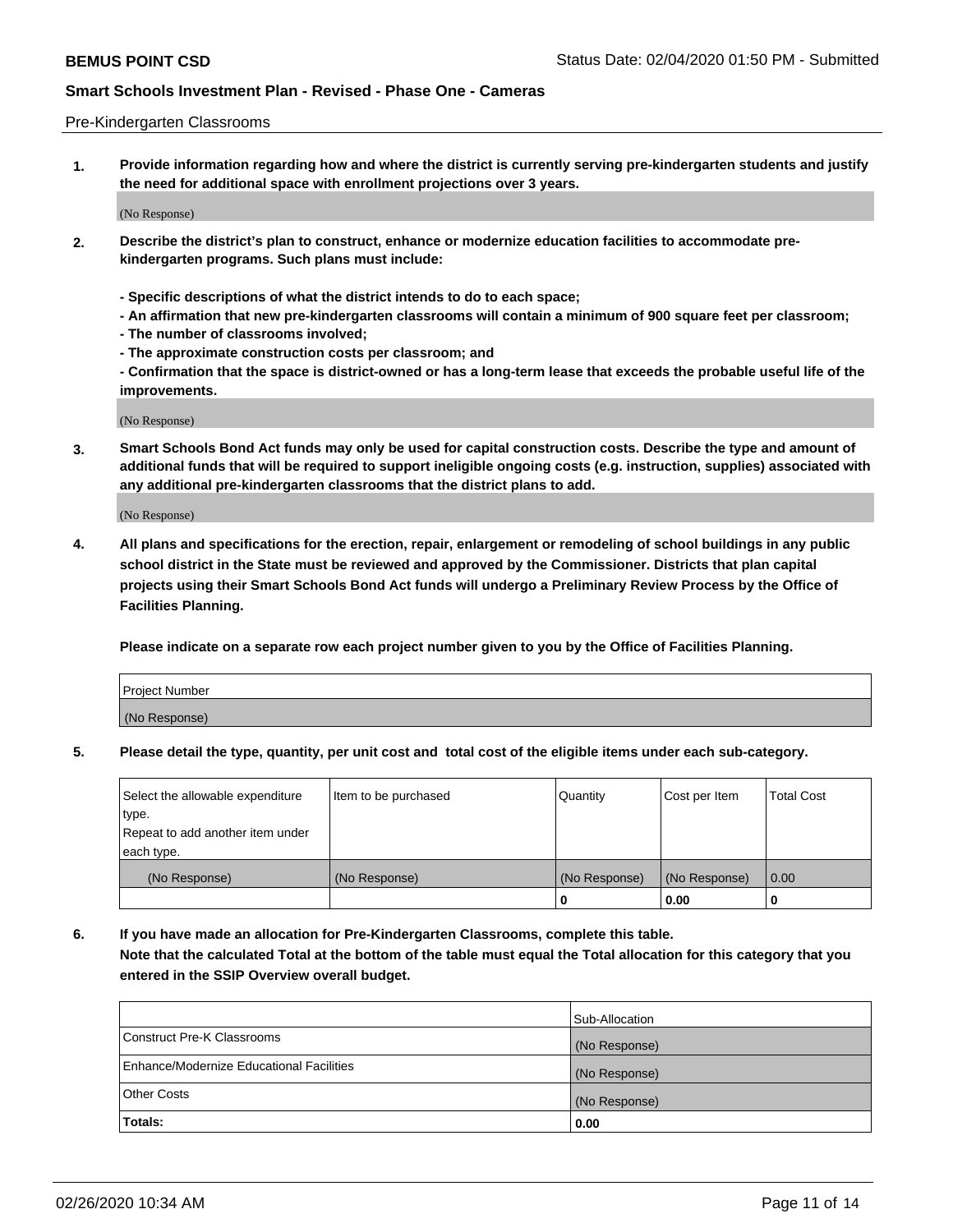Pre-Kindergarten Classrooms

**1. Provide information regarding how and where the district is currently serving pre-kindergarten students and justify the need for additional space with enrollment projections over 3 years.**

(No Response)

**2. Describe the district's plan to construct, enhance or modernize education facilities to accommodate pre-kindergarten programs. Such plans must include:**

**- Specific descriptions of what the district intends to do to each space;**
**- An affirmation that new pre-kindergarten classrooms will contain a minimum of 900 square feet per classroom;**
**- The number of classrooms involved;**
**- The approximate construction costs per classroom; and**
**- Confirmation that the space is district-owned or has a long-term lease that exceeds the probable useful life of the improvements.**

(No Response)

**3. Smart Schools Bond Act funds may only be used for capital construction costs. Describe the type and amount of additional funds that will be required to support ineligible ongoing costs (e.g. instruction, supplies) associated with any additional pre-kindergarten classrooms that the district plans to add.**

(No Response)

**4. All plans and specifications for the erection, repair, enlargement or remodeling of school buildings in any public school district in the State must be reviewed and approved by the Commissioner. Districts that plan capital projects using their Smart Schools Bond Act funds will undergo a Preliminary Review Process by the Office of Facilities Planning.**

**Please indicate on a separate row each project number given to you by the Office of Facilities Planning.**

| Project Number |
|---|
| (No Response) |

**5. Please detail the type, quantity, per unit cost and total cost of the eligible items under each sub-category.**

| Select the allowable expenditure type. Repeat to add another item under each type. | Item to be purchased | Quantity | Cost per Item | Total Cost |
|---|---|---|---|---|
| (No Response) | (No Response) | (No Response) | (No Response) | 0.00 |
| | | 0 | 0.00 | 0 |

**6. If you have made an allocation for Pre-Kindergarten Classrooms, complete this table.**
**Note that the calculated Total at the bottom of the table must equal the Total allocation for this category that you entered in the SSIP Overview overall budget.**

| | Sub-Allocation |
|---|---|
| Construct Pre-K Classrooms | (No Response) |
| Enhance/Modernize Educational Facilities | (No Response) |
| Other Costs | (No Response) |
| **Totals:** | **0.00** |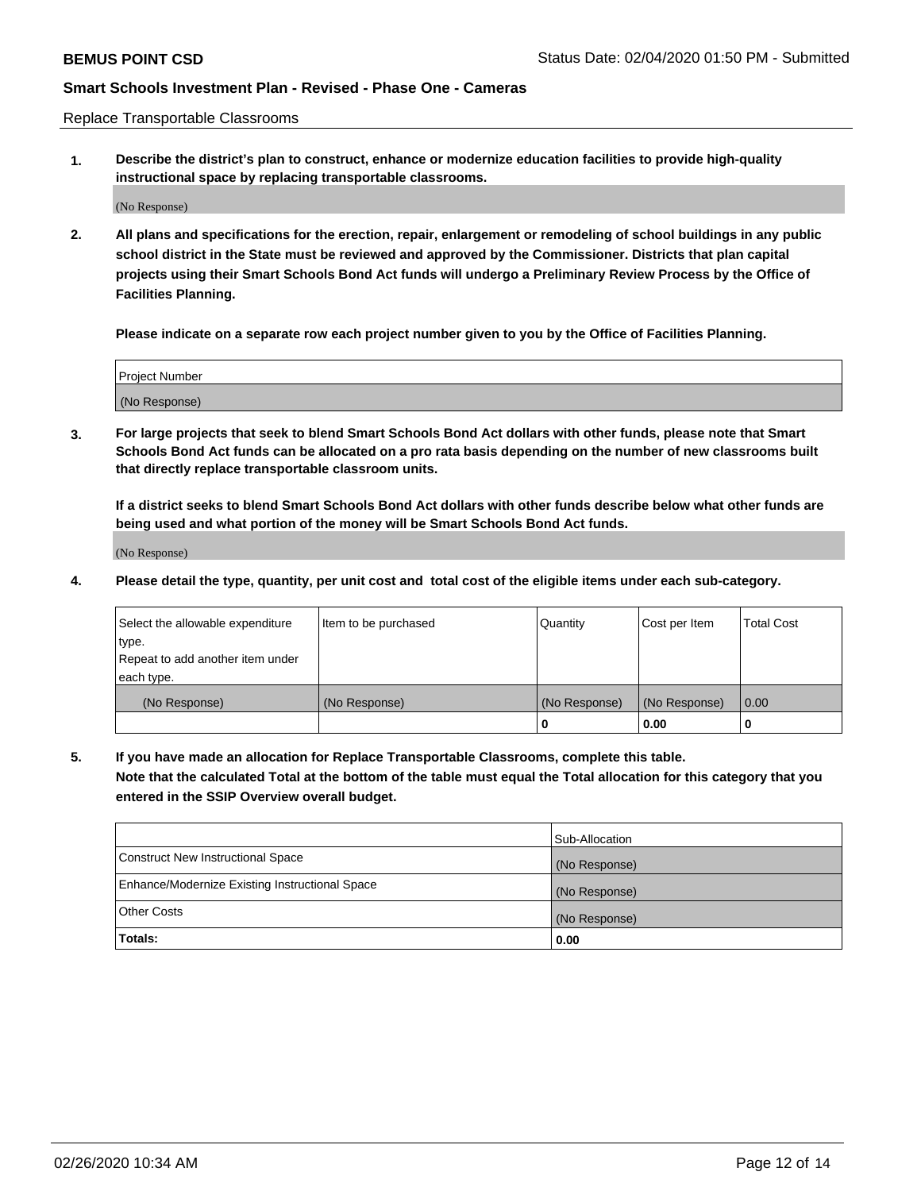Replace Transportable Classrooms

**1. Describe the district's plan to construct, enhance or modernize education facilities to provide high-quality instructional space by replacing transportable classrooms.**

(No Response)

**2. All plans and specifications for the erection, repair, enlargement or remodeling of school buildings in any public school district in the State must be reviewed and approved by the Commissioner. Districts that plan capital projects using their Smart Schools Bond Act funds will undergo a Preliminary Review Process by the Office of Facilities Planning.**

**Please indicate on a separate row each project number given to you by the Office of Facilities Planning.**

| Project Number |
| --- |
| (No Response) |

**3. For large projects that seek to blend Smart Schools Bond Act dollars with other funds, please note that Smart Schools Bond Act funds can be allocated on a pro rata basis depending on the number of new classrooms built that directly replace transportable classroom units.**

**If a district seeks to blend Smart Schools Bond Act dollars with other funds describe below what other funds are being used and what portion of the money will be Smart Schools Bond Act funds.**

(No Response)

**4. Please detail the type, quantity, per unit cost and total cost of the eligible items under each sub-category.**

| Select the allowable expenditure type. Repeat to add another item under each type. | Item to be purchased | Quantity | Cost per Item | Total Cost |
| --- | --- | --- | --- | --- |
| (No Response) | (No Response) | (No Response) | (No Response) | 0.00 |
| | | **0** | **0.00** | **0** |

**5. If you have made an allocation for Replace Transportable Classrooms, complete this table. Note that the calculated Total at the bottom of the table must equal the Total allocation for this category that you entered in the SSIP Overview overall budget.**

| | Sub-Allocation |
| --- | --- |
| Construct New Instructional Space | (No Response) |
| Enhance/Modernize Existing Instructional Space | (No Response) |
| Other Costs | (No Response) |
| **Totals:** | **0.00** |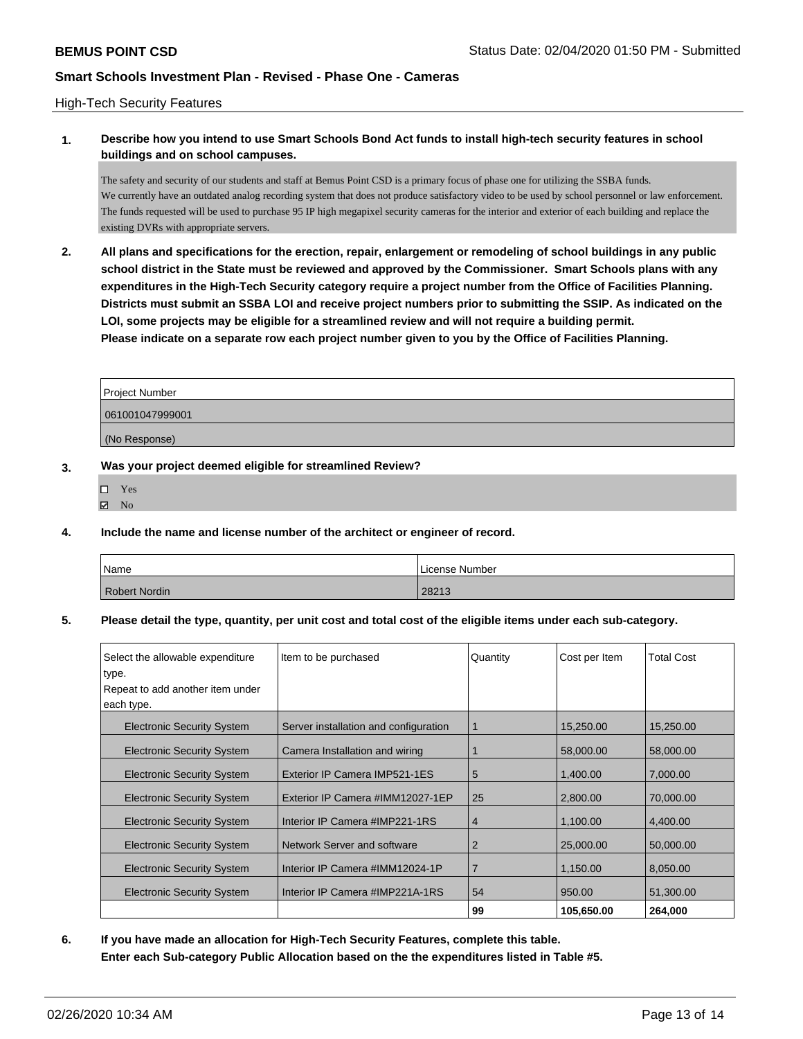High-Tech Security Features

**1. Describe how you intend to use Smart Schools Bond Act funds to install high-tech security features in school buildings and on school campuses.**

The safety and security of our students and staff at Bemus Point CSD is a primary focus of phase one for utilizing the SSBA funds.
We currently have an outdated analog recording system that does not produce satisfactory video to be used by school personnel or law enforcement.
The funds requested will be used to purchase 95 IP high megapixel security cameras for the interior and exterior of each building and replace the existing DVRs with appropriate servers.

**2. All plans and specifications for the erection, repair, enlargement or remodeling of school buildings in any public school district in the State must be reviewed and approved by the Commissioner. Smart Schools plans with any expenditures in the High-Tech Security category require a project number from the Office of Facilities Planning. Districts must submit an SSBA LOI and receive project numbers prior to submitting the SSIP. As indicated on the LOI, some projects may be eligible for a streamlined review and will not require a building permit.**
**Please indicate on a separate row each project number given to you by the Office of Facilities Planning.**

| Project Number |
|---|
| 061001047999001 |
| (No Response) |

**3. Was your project deemed eligible for streamlined Review?**

- ☐ Yes
- ☑ No

**4. Include the name and license number of the architect or engineer of record.**

| Name | License Number |
|---|---|
| Robert Nordin | 28213 |

**5. Please detail the type, quantity, per unit cost and total cost of the eligible items under each sub-category.**

| Select the allowable expenditure type. Repeat to add another item under each type. | Item to be purchased | Quantity | Cost per Item | Total Cost |
|---|---|---|---|---|
| Electronic Security System | Server installation and configuration | 1 | 15,250.00 | 15,250.00 |
| Electronic Security System | Camera Installation and wiring | 1 | 58,000.00 | 58,000.00 |
| Electronic Security System | Exterior IP Camera IMP521-1ES | 5 | 1,400.00 | 7,000.00 |
| Electronic Security System | Exterior IP Camera #IMM12027-1EP | 25 | 2,800.00 | 70,000.00 |
| Electronic Security System | Interior IP Camera #IMP221-1RS | 4 | 1,100.00 | 4,400.00 |
| Electronic Security System | Network Server and software | 2 | 25,000.00 | 50,000.00 |
| Electronic Security System | Interior IP Camera #IMM12024-1P | 7 | 1,150.00 | 8,050.00 |
| Electronic Security System | Interior IP Camera #IMP221A-1RS | 54 | 950.00 | 51,300.00 |
| | | **99** | **105,650.00** | **264,000** |

**6. If you have made an allocation for High-Tech Security Features, complete this table.**
**Enter each Sub-category Public Allocation based on the the expenditures listed in Table #5.**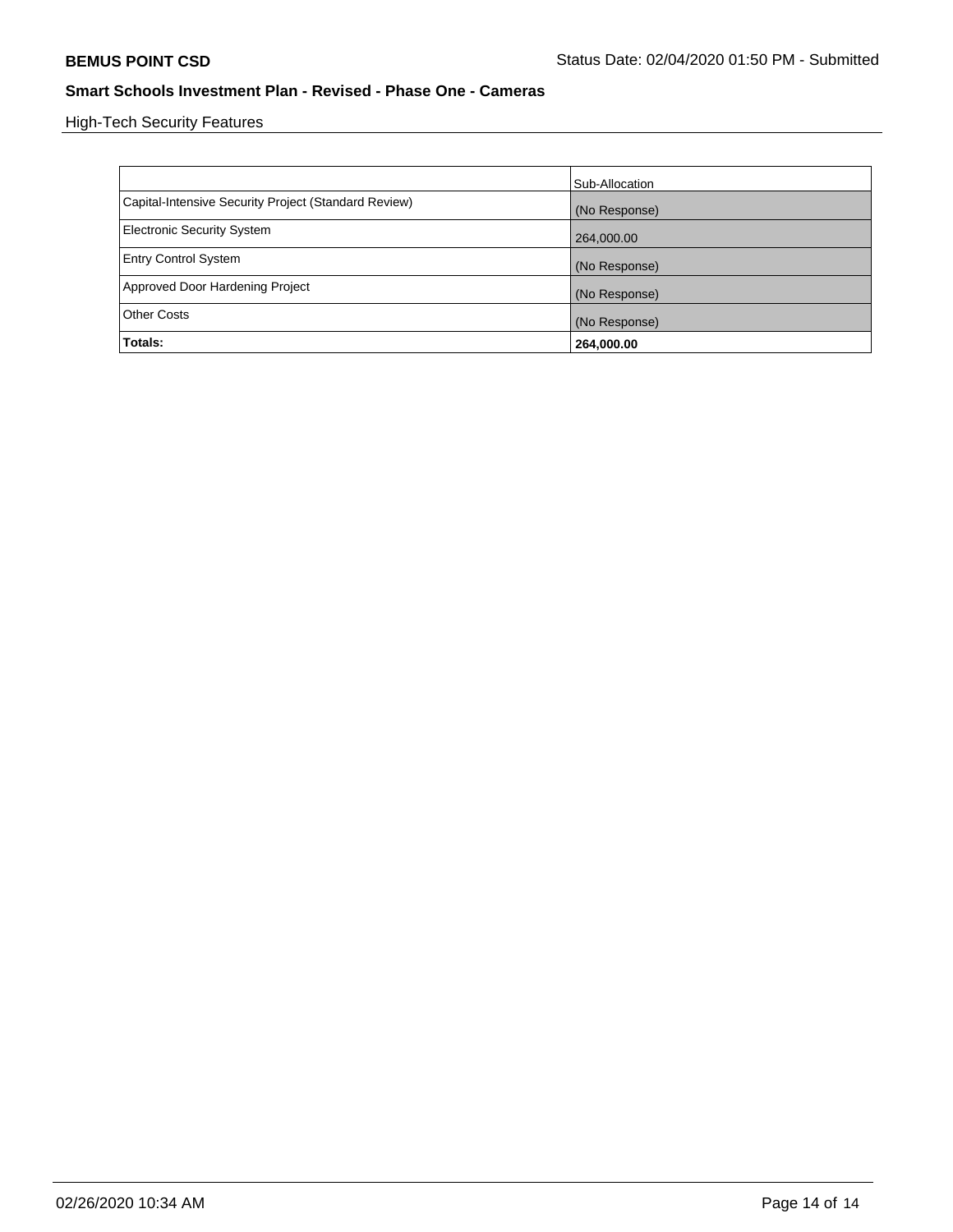## Smart Schools Investment Plan - Revised - Phase One - Cameras

High-Tech Security Features

| | Sub-Allocation |
|---|---|
| Capital-Intensive Security Project (Standard Review) | (No Response) |
| Electronic Security System | 264,000.00 |
| Entry Control System | (No Response) |
| Approved Door Hardening Project | (No Response) |
| Other Costs | (No Response) |
| **Totals:** | **264,000.00** |